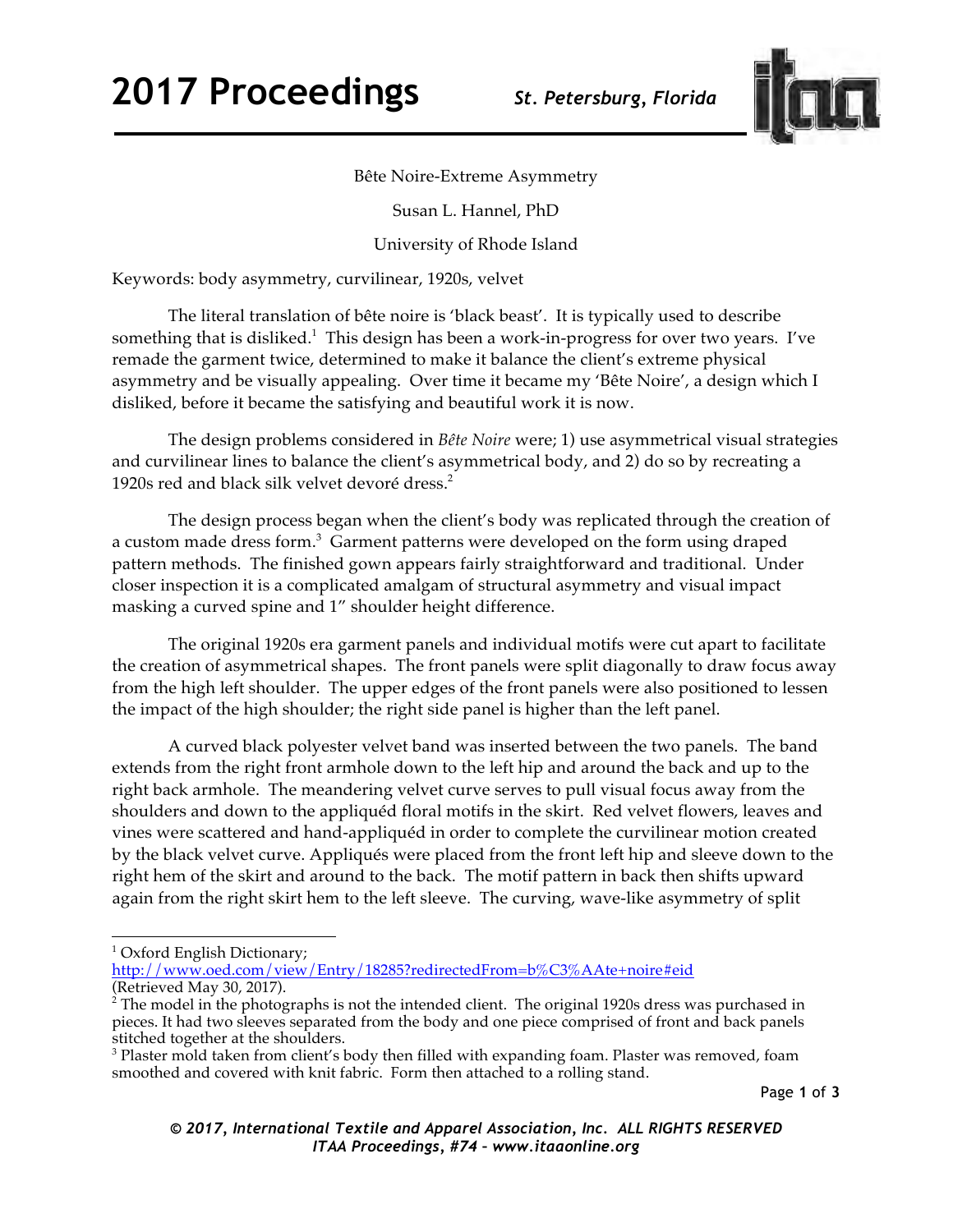# Bête Noire-Extreme Asymmetry

Susan L. Hannel, PhD

University of Rhode Island

Keywords: body asymmetry, curvilinear, 1920s, velvet

The literal translation of bête noire is 'black beast'. It is typically used to describe something that is disliked.[1] This design has been a work-in-progress for over two years. I've remade the garment twice, determined to make it balance the client's extreme physical asymmetry and be visually appealing. Over time it became my 'Bête Noire', a design which I disliked, before it became the satisfying and beautiful work it is now.

The design problems considered in *Bête Noire* were; 1) use asymmetrical visual strategies and curvilinear lines to balance the client's asymmetrical body, and 2) do so by recreating a 1920s red and black silk velvet devoré dress.[2]

The design process began when the client's body was replicated through the creation of a custom made dress form.[3] Garment patterns were developed on the form using draped pattern methods. The finished gown appears fairly straightforward and traditional. Under closer inspection it is a complicated amalgam of structural asymmetry and visual impact masking a curved spine and 1" shoulder height difference.

The original 1920s era garment panels and individual motifs were cut apart to facilitate the creation of asymmetrical shapes. The front panels were split diagonally to draw focus away from the high left shoulder. The upper edges of the front panels were also positioned to lessen the impact of the high shoulder; the right side panel is higher than the left panel.

A curved black polyester velvet band was inserted between the two panels. The band extends from the right front armhole down to the left hip and around the back and up to the right back armhole. The meandering velvet curve serves to pull visual focus away from the shoulders and down to the appliquéd floral motifs in the skirt. Red velvet flowers, leaves and vines were scattered and hand-appliquéd in order to complete the curvilinear motion created by the black velvet curve. Appliqués were placed from the front left hip and sleeve down to the right hem of the skirt and around to the back. The motif pattern in back then shifts upward again from the right skirt hem to the left sleeve. The curving, wave-like asymmetry of split

---

[1] Oxford English Dictionary; http://www.oed.com/view/Entry/18285?redirectedFrom=b%C3%AAte+noire#eid (Retrieved May 30, 2017).

[2] The model in the photographs is not the intended client. The original 1920s dress was purchased in pieces. It had two sleeves separated from the body and one piece comprised of front and back panels stitched together at the shoulders.

[3] Plaster mold taken from client's body then filled with expanding foam. Plaster was removed, foam smoothed and covered with knit fabric. Form then attached to a rolling stand.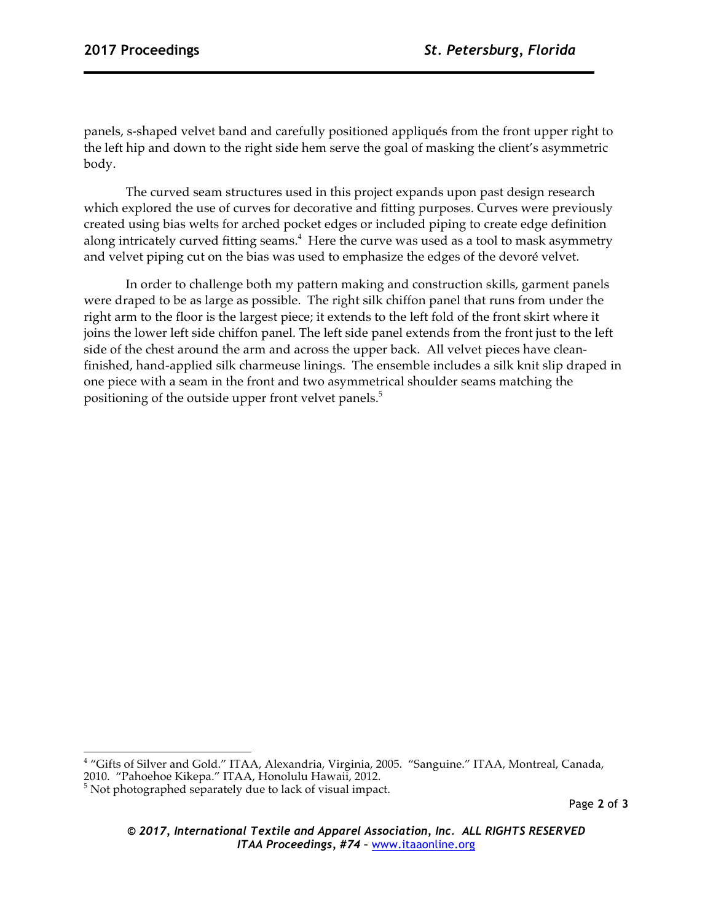panels, s-shaped velvet band and carefully positioned appliqués from the front upper right to the left hip and down to the right side hem serve the goal of masking the client's asymmetric body.

The curved seam structures used in this project expands upon past design research which explored the use of curves for decorative and fitting purposes. Curves were previously created using bias welts for arched pocket edges or included piping to create edge definition along intricately curved fitting seams.[4] Here the curve was used as a tool to mask asymmetry and velvet piping cut on the bias was used to emphasize the edges of the devoré velvet.

In order to challenge both my pattern making and construction skills, garment panels were draped to be as large as possible. The right silk chiffon panel that runs from under the right arm to the floor is the largest piece; it extends to the left fold of the front skirt where it joins the lower left side chiffon panel. The left side panel extends from the front just to the left side of the chest around the arm and across the upper back. All velvet pieces have clean-finished, hand-applied silk charmeuse linings. The ensemble includes a silk knit slip draped in one piece with a seam in the front and two asymmetrical shoulder seams matching the positioning of the outside upper front velvet panels.[5]

---

[4] "Gifts of Silver and Gold." ITAA, Alexandria, Virginia, 2005. "Sanguine." ITAA, Montreal, Canada, 2010. "Pahoehoe Kikepa." ITAA, Honolulu Hawaii, 2012.

[5] Not photographed separately due to lack of visual impact.